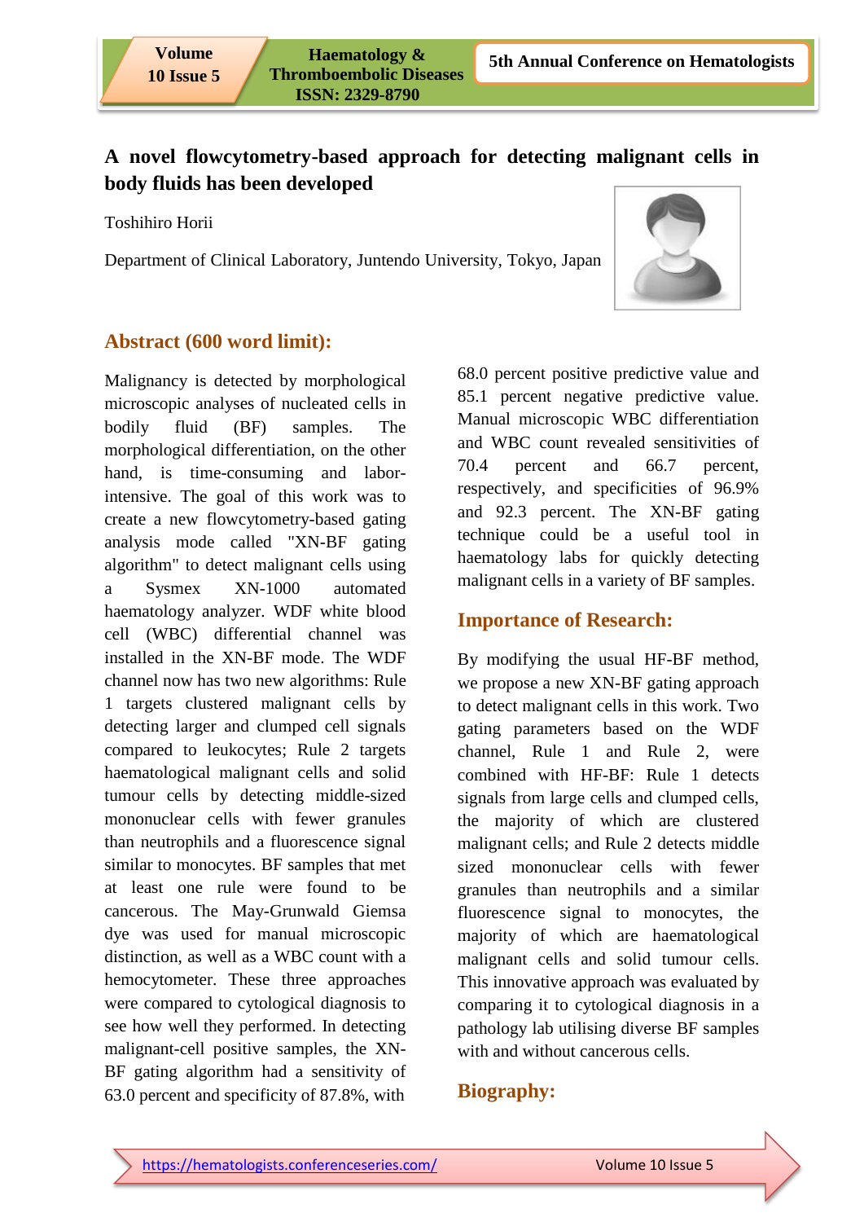# A novel flowcytometry-based approach for detecting malignant cells in body fluids has been developed

Toshihiro Horii

Department of Clinical Laboratory, Juntendo University, Tokyo, Japan

## Abstract (600 word limit):

Malignancy is detected by morphological microscopic analyses of nucleated cells in bodily fluid (BF) samples. The morphological differentiation, on the other hand, is time-consuming and labor-intensive. The goal of this work was to create a new flowcytometry-based gating analysis mode called "XN-BF gating algorithm" to detect malignant cells using a Sysmex XN-1000 automated haematology analyzer. WDF white blood cell (WBC) differential channel was installed in the XN-BF mode. The WDF channel now has two new algorithms: Rule 1 targets clustered malignant cells by detecting larger and clumped cell signals compared to leukocytes; Rule 2 targets haematological malignant cells and solid tumour cells by detecting middle-sized mononuclear cells with fewer granules than neutrophils and a fluorescence signal similar to monocytes. BF samples that met at least one rule were found to be cancerous. The May-Grunwald Giemsa dye was used for manual microscopic distinction, as well as a WBC count with a hemocytometer. These three approaches were compared to cytological diagnosis to see how well they performed. In detecting malignant-cell positive samples, the XN-BF gating algorithm had a sensitivity of 63.0 percent and specificity of 87.8%, with 68.0 percent positive predictive value and 85.1 percent negative predictive value. Manual microscopic WBC differentiation and WBC count revealed sensitivities of 70.4 percent and 66.7 percent, respectively, and specificities of 96.9% and 92.3 percent. The XN-BF gating technique could be a useful tool in haematology labs for quickly detecting malignant cells in a variety of BF samples.

## Importance of Research:

By modifying the usual HF-BF method, we propose a new XN-BF gating approach to detect malignant cells in this work. Two gating parameters based on the WDF channel, Rule 1 and Rule 2, were combined with HF-BF: Rule 1 detects signals from large cells and clumped cells, the majority of which are clustered malignant cells; and Rule 2 detects middle sized mononuclear cells with fewer granules than neutrophils and a similar fluorescence signal to monocytes, the majority of which are haematological malignant cells and solid tumour cells. This innovative approach was evaluated by comparing it to cytological diagnosis in a pathology lab utilising diverse BF samples with and without cancerous cells.

## Biography: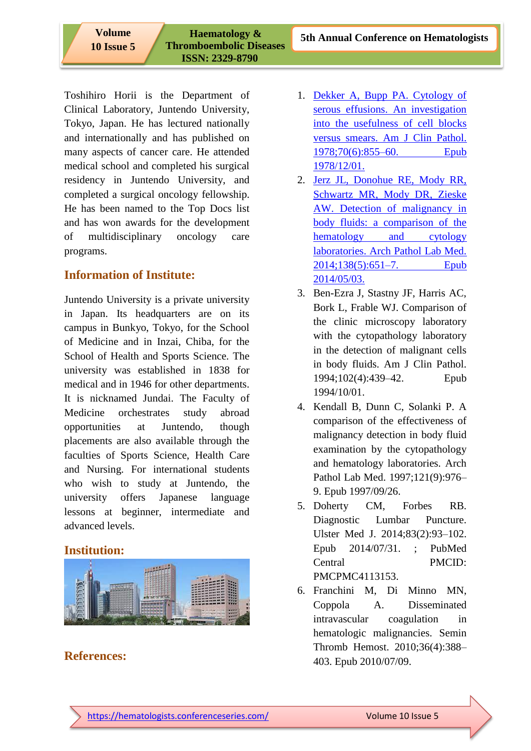Toshihiro Horii is the Department of Clinical Laboratory, Juntendo University, Tokyo, Japan. He has lectured nationally and internationally and has published on many aspects of cancer care. He attended medical school and completed his surgical residency in Juntendo University, and completed a surgical oncology fellowship. He has been named to the Top Docs list and has won awards for the development of multidisciplinary oncology care programs.

## Information of Institute:

Juntendo University is a private university in Japan. Its headquarters are on its campus in Bunkyo, Tokyo, for the School of Medicine and in Inzai, Chiba, for the School of Health and Sports Science. The university was established in 1838 for medical and in 1946 for other departments. It is nicknamed Jundai. The Faculty of Medicine orchestrates study abroad opportunities at Juntendo, though placements are also available through the faculties of Sports Science, Health Care and Nursing. For international students who wish to study at Juntendo, the university offers Japanese language lessons at beginner, intermediate and advanced levels.

## Institution:

## References:

1. Dekker A, Bupp PA. Cytology of serous effusions. An investigation into the usefulness of cell blocks versus smears. Am J Clin Pathol. 1978;70(6):855–60. Epub 1978/12/01.
2. Jerz JL, Donohue RE, Mody RR, Schwartz MR, Mody DR, Zieske AW. Detection of malignancy in body fluids: a comparison of the hematology and cytology laboratories. Arch Pathol Lab Med. 2014;138(5):651–7. Epub 2014/05/03.
3. Ben-Ezra J, Stastny JF, Harris AC, Bork L, Frable WJ. Comparison of the clinic microscopy laboratory with the cytopathology laboratory in the detection of malignant cells in body fluids. Am J Clin Pathol. 1994;102(4):439–42. Epub 1994/10/01.
4. Kendall B, Dunn C, Solanki P. A comparison of the effectiveness of malignancy detection in body fluid examination by the cytopathology and hematology laboratories. Arch Pathol Lab Med. 1997;121(9):976–9. Epub 1997/09/26.
5. Doherty CM, Forbes RB. Diagnostic Lumbar Puncture. Ulster Med J. 2014;83(2):93–102. Epub 2014/07/31. ; PubMed Central PMCID: PMCPMC4113153.
6. Franchini M, Di Minno MN, Coppola A. Disseminated intravascular coagulation in hematologic malignancies. Semin Thromb Hemost. 2010;36(4):388–403. Epub 2010/07/09.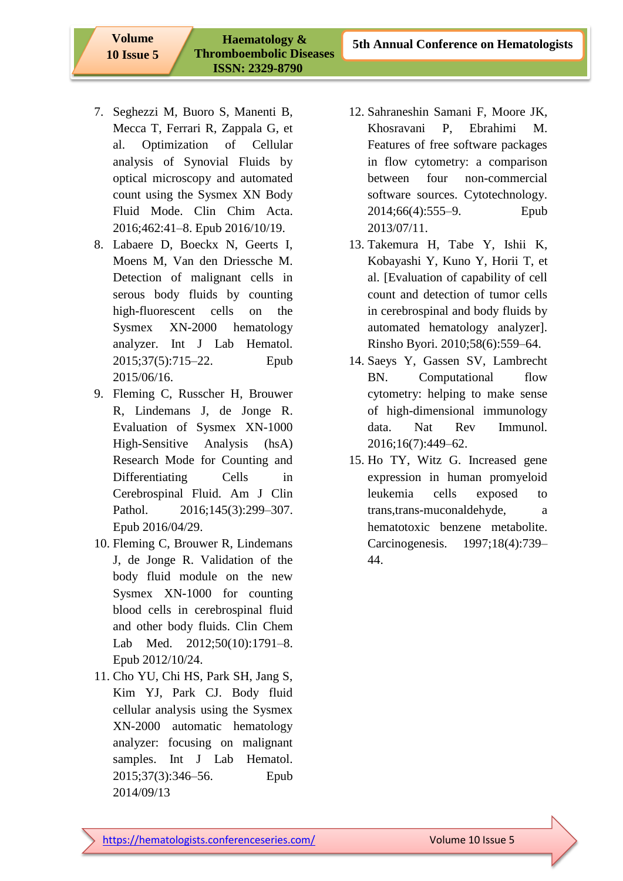7. Seghezzi M, Buoro S, Manenti B, Mecca T, Ferrari R, Zappala G, et al. Optimization of Cellular analysis of Synovial Fluids by optical microscopy and automated count using the Sysmex XN Body Fluid Mode. Clin Chim Acta. 2016;462:41–8. Epub 2016/10/19.
8. Labaere D, Boeckx N, Geerts I, Moens M, Van den Driessche M. Detection of malignant cells in serous body fluids by counting high-fluorescent cells on the Sysmex XN-2000 hematology analyzer. Int J Lab Hematol. 2015;37(5):715–22. Epub 2015/06/16.
9. Fleming C, Russcher H, Brouwer R, Lindemans J, de Jonge R. Evaluation of Sysmex XN-1000 High-Sensitive Analysis (hsA) Research Mode for Counting and Differentiating Cells in Cerebrospinal Fluid. Am J Clin Pathol. 2016;145(3):299–307. Epub 2016/04/29.
10. Fleming C, Brouwer R, Lindemans J, de Jonge R. Validation of the body fluid module on the new Sysmex XN-1000 for counting blood cells in cerebrospinal fluid and other body fluids. Clin Chem Lab Med. 2012;50(10):1791–8. Epub 2012/10/24.
11. Cho YU, Chi HS, Park SH, Jang S, Kim YJ, Park CJ. Body fluid cellular analysis using the Sysmex XN-2000 automatic hematology analyzer: focusing on malignant samples. Int J Lab Hematol. 2015;37(3):346–56. Epub 2014/09/13
12. Sahraneshin Samani F, Moore JK, Khosravani P, Ebrahimi M. Features of free software packages in flow cytometry: a comparison between four non-commercial software sources. Cytotechnology. 2014;66(4):555–9. Epub 2013/07/11.
13. Takemura H, Tabe Y, Ishii K, Kobayashi Y, Kuno Y, Horii T, et al. [Evaluation of capability of cell count and detection of tumor cells in cerebrospinal and body fluids by automated hematology analyzer]. Rinsho Byori. 2010;58(6):559–64.
14. Saeys Y, Gassen SV, Lambrecht BN. Computational flow cytometry: helping to make sense of high-dimensional immunology data. Nat Rev Immunol. 2016;16(7):449–62.
15. Ho TY, Witz G. Increased gene expression in human promyeloid leukemia cells exposed to trans,trans-muconaldehyde, a hematotoxic benzene metabolite. Carcinogenesis. 1997;18(4):739–44.